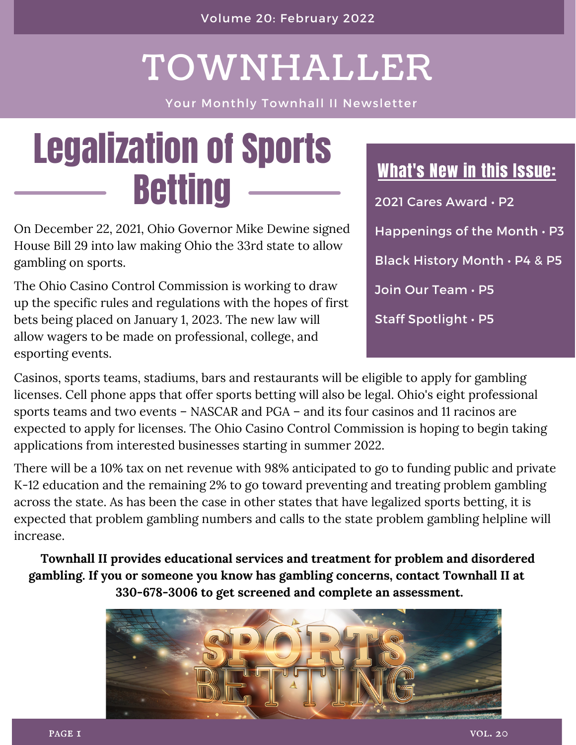Volume 20: February 2022

# TOWNHALLER

Your Monthly Townhall II Newsletter

## Legalization of Sports Betting

On December 22, 2021, Ohio Governor Mike Dewine signed House Bill 29 into law making Ohio the 33rd state to allow gambling on sports.

The Ohio Casino Control Commission is working to draw up the specific rules and regulations with the hopes of first bets being placed on January 1, 2023. The new law will allow wagers to be made on professional, college, and esporting events.

Casinos, sports teams, stadiums, bars and restaurants will be eligible to apply for gambling licenses. Cell phone apps that offer sports betting will also be legal. Ohio's eight professional sports teams and two events – NASCAR and PGA – and its four casinos and 11 racinos are expected to apply for licenses. The Ohio Casino Control Commission is hoping to begin taking applications from interested businesses starting in summer 2022.

There will be a 10% tax on net revenue with 98% anticipated to go to funding public and private K-12 education and the remaining 2% to go toward preventing and treating problem gambling across the state. As has been the case in other states that have legalized sports betting, it is expected that problem gambling numbers and calls to the state problem gambling helpline will increase.

**Townhall II provides educational services and treatment for problem and disordered gambling. If you or someone you know has gambling concerns, contact Townhall II at 330-678-3006 to get screened and complete an assessment.**

### What's New in this Issue:

- 2021 Cares Award • P2
- Happenings of the Month • P3
- Black History Month • P4 & P5
- Join Our Team • P5
- Staff Spotlight • P5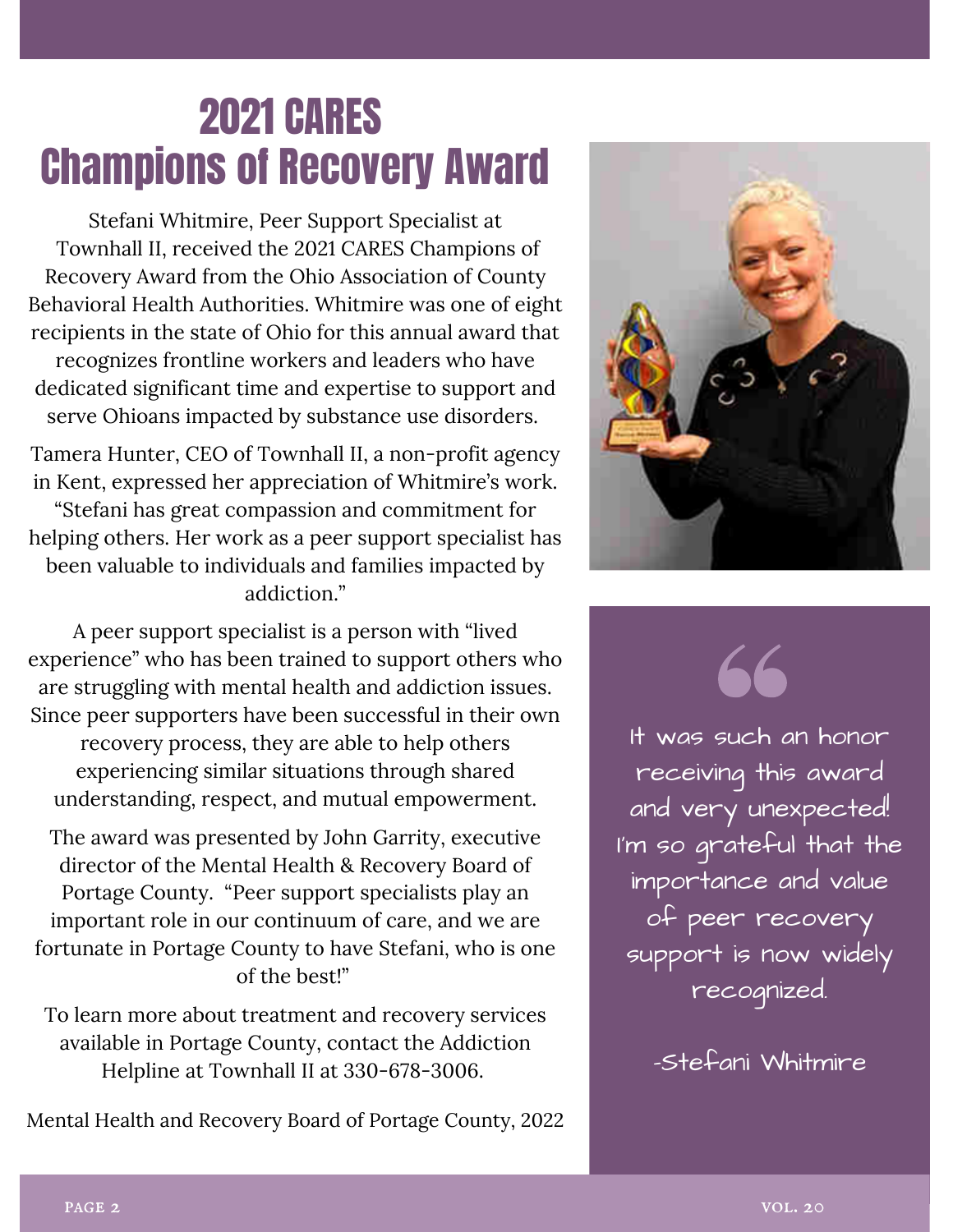# 2021 CARES Champions of Recovery Award

Stefani Whitmire, Peer Support Specialist at Townhall II, received the 2021 CARES Champions of Recovery Award from the Ohio Association of County Behavioral Health Authorities. Whitmire was one of eight recipients in the state of Ohio for this annual award that recognizes frontline workers and leaders who have dedicated significant time and expertise to support and serve Ohioans impacted by substance use disorders.

Tamera Hunter, CEO of Townhall II, a non-profit agency in Kent, expressed her appreciation of Whitmire's work. "Stefani has great compassion and commitment for helping others. Her work as a peer support specialist has been valuable to individuals and families impacted by addiction."

A peer support specialist is a person with "lived experience" who has been trained to support others who are struggling with mental health and addiction issues. Since peer supporters have been successful in their own recovery process, they are able to help others experiencing similar situations through shared understanding, respect, and mutual empowerment.

The award was presented by John Garrity, executive director of the Mental Health & Recovery Board of Portage County. "Peer support specialists play an important role in our continuum of care, and we are fortunate in Portage County to have Stefani, who is one of the best!"

To learn more about treatment and recovery services available in Portage County, contact the Addiction Helpline at Townhall II at 330-678-3006.

Mental Health and Recovery Board of Portage County, 2022

> It was such an honor receiving this award and very unexpected! I'm so grateful that the importance and value of peer recovery support is now widely recognized.
>
> -Stefani Whitmire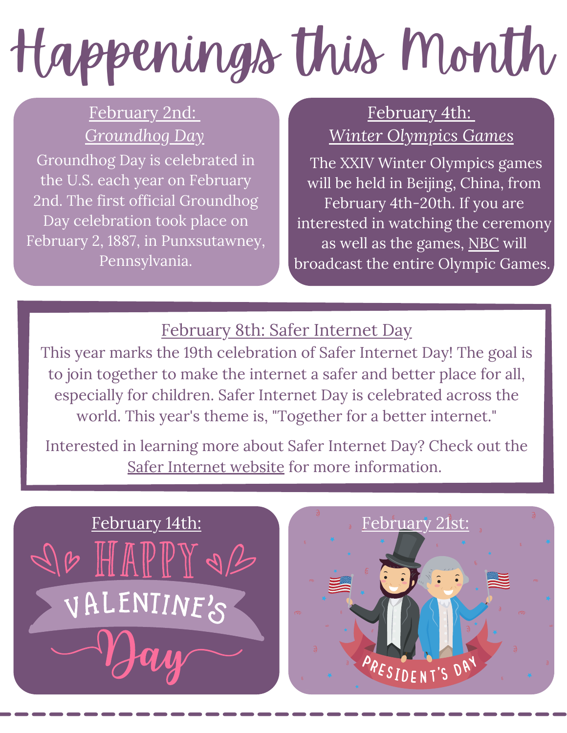# Happenings this Month

## February 2nd: *Groundhog Day*

Groundhog Day is celebrated in the U.S. each year on February 2nd. The first official Groundhog Day celebration took place on February 2, 1887, in Punxsutawney, Pennsylvania.

## February 4th: *Winter Olympics Games*

The XXIV Winter Olympics games will be held in Beijing, China, from February 4th-20th. If you are interested in watching the ceremony as well as the games, NBC will broadcast the entire Olympic Games.

## February 8th: Safer Internet Day

This year marks the 19th celebration of Safer Internet Day! The goal is to join together to make the internet a safer and better place for all, especially for children. Safer Internet Day is celebrated across the world. This year's theme is, "Together for a better internet."

Interested in learning more about Safer Internet Day? Check out the Safer Internet website for more information.

## February 14th:

HAPPY VALENTINE'S Day

## February 21st:

PRESIDENT'S DAY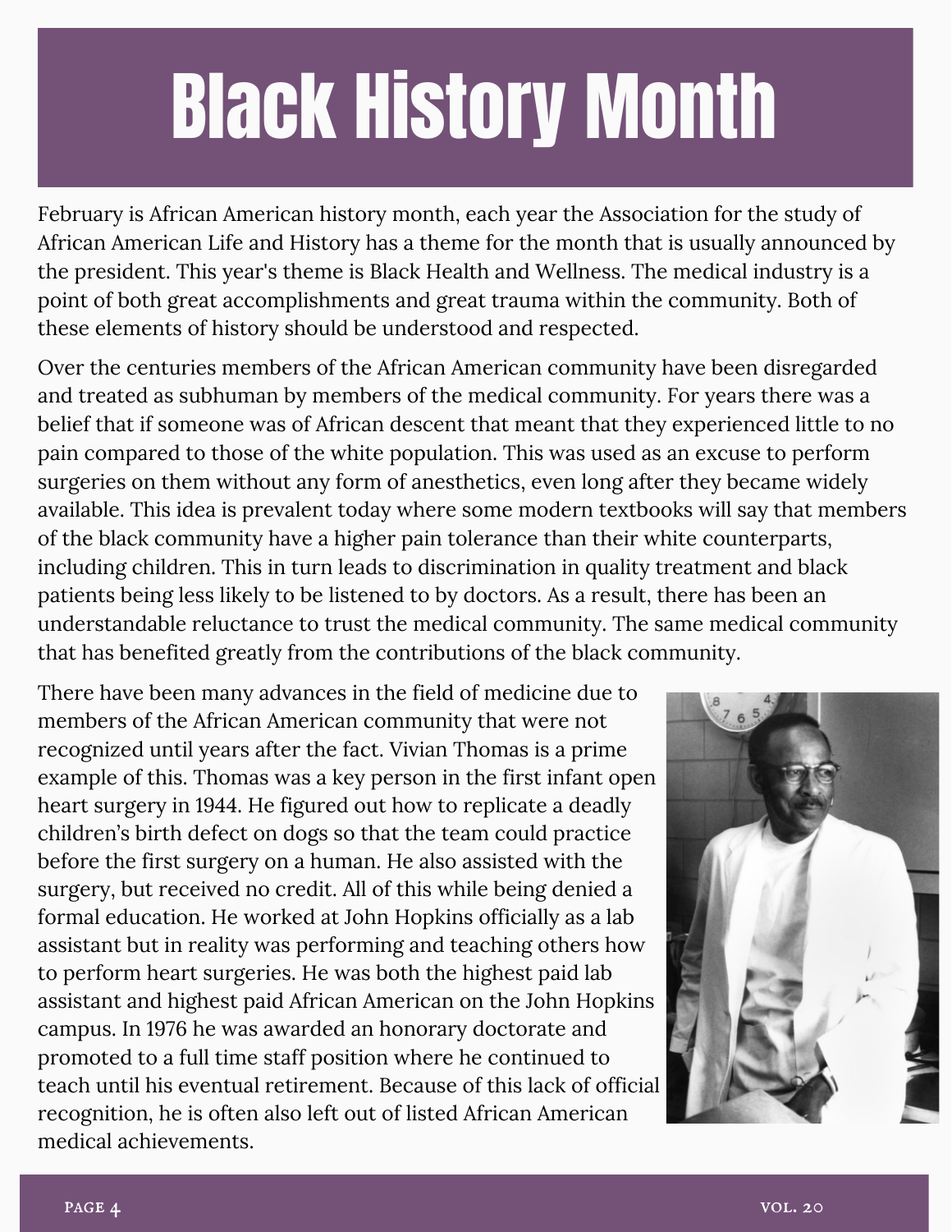# Black History Month

February is African American history month, each year the Association for the study of African American Life and History has a theme for the month that is usually announced by the president. This year's theme is Black Health and Wellness. The medical industry is a point of both great accomplishments and great trauma within the community. Both of these elements of history should be understood and respected.

Over the centuries members of the African American community have been disregarded and treated as subhuman by members of the medical community. For years there was a belief that if someone was of African descent that meant that they experienced little to no pain compared to those of the white population. This was used as an excuse to perform surgeries on them without any form of anesthetics, even long after they became widely available. This idea is prevalent today where some modern textbooks will say that members of the black community have a higher pain tolerance than their white counterparts, including children. This in turn leads to discrimination in quality treatment and black patients being less likely to be listened to by doctors. As a result, there has been an understandable reluctance to trust the medical community. The same medical community that has benefited greatly from the contributions of the black community.

There have been many advances in the field of medicine due to members of the African American community that were not recognized until years after the fact. Vivian Thomas is a prime example of this. Thomas was a key person in the first infant open heart surgery in 1944. He figured out how to replicate a deadly children's birth defect on dogs so that the team could practice before the first surgery on a human. He also assisted with the surgery, but received no credit. All of this while being denied a formal education. He worked at John Hopkins officially as a lab assistant but in reality was performing and teaching others how to perform heart surgeries. He was both the highest paid lab assistant and highest paid African American on the John Hopkins campus. In 1976 he was awarded an honorary doctorate and promoted to a full time staff position where he continued to teach until his eventual retirement. Because of this lack of official recognition, he is often also left out of listed African American medical achievements.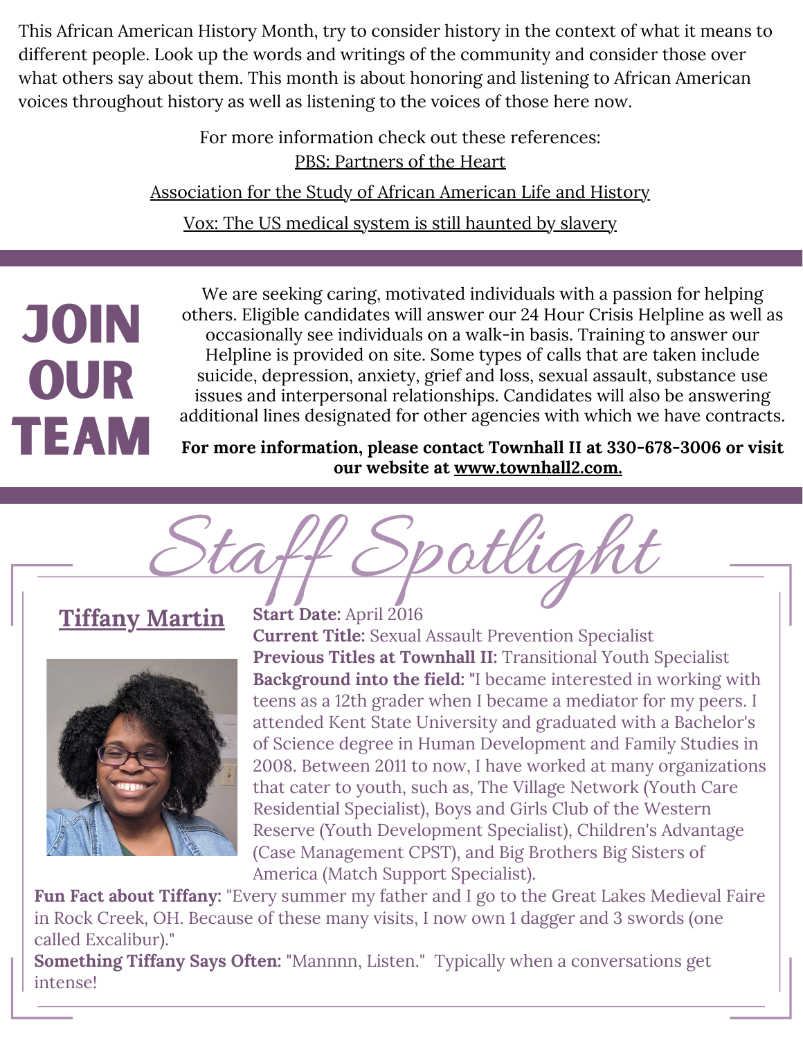This African American History Month, try to consider history in the context of what it means to different people. Look up the words and writings of the community and consider those over what others say about them. This month is about honoring and listening to African American voices throughout history as well as listening to the voices of those here now.

For more information check out these references:

PBS: Partners of the Heart

Association for the Study of African American Life and History

Vox: The US medical system is still haunted by slavery

# JOIN OUR TEAM

We are seeking caring, motivated individuals with a passion for helping others. Eligible candidates will answer our 24 Hour Crisis Helpline as well as occasionally see individuals on a walk-in basis. Training to answer our Helpline is provided on site. Some types of calls that are taken include suicide, depression, anxiety, grief and loss, sexual assault, substance use issues and interpersonal relationships. Candidates will also be answering additional lines designated for other agencies with which we have contracts.

**For more information, please contact Townhall II at 330-678-3006 or visit our website at www.townhall2.com.**

# Staff Spotlight

## Tiffany Martin

**Start Date:** April 2016
**Current Title:** Sexual Assault Prevention Specialist
**Previous Titles at Townhall II:** Transitional Youth Specialist
**Background into the field:** "I became interested in working with teens as a 12th grader when I became a mediator for my peers. I attended Kent State University and graduated with a Bachelor's of Science degree in Human Development and Family Studies in 2008. Between 2011 to now, I have worked at many organizations that cater to youth, such as, The Village Network (Youth Care Residential Specialist), Boys and Girls Club of the Western Reserve (Youth Development Specialist), Children's Advantage (Case Management CPST), and Big Brothers Big Sisters of America (Match Support Specialist).

**Fun Fact about Tiffany:** "Every summer my father and I go to the Great Lakes Medieval Faire in Rock Creek, OH. Because of these many visits, I now own 1 dagger and 3 swords (one called Excalibur)."

**Something Tiffany Says Often:** "Mannnn, Listen." Typically when a conversations get intense!